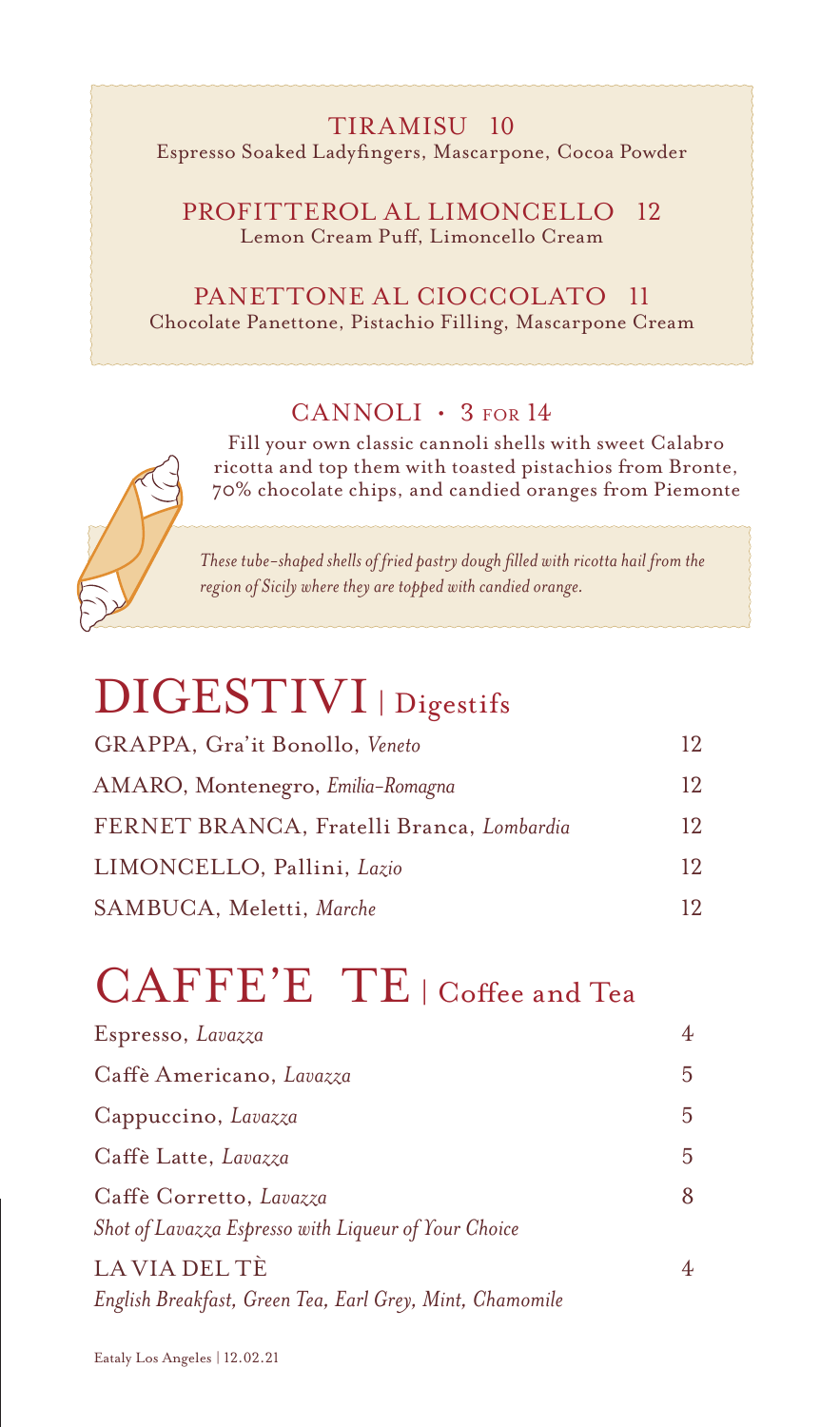### TIRAMISU 10
Espresso Soaked Ladyfingers, Mascarpone, Cocoa Powder

### PROFITTEROL AL LIMONCELLO 12
Lemon Cream Puff, Limoncello Cream

### PANETTONE AL CIOCCOLATO 11
Chocolate Panettone, Pistachio Filling, Mascarpone Cream

### CANNOLI • 3 FOR 14
Fill your own classic cannoli shells with sweet Calabro ricotta and top them with toasted pistachios from Bronte, 70% chocolate chips, and candied oranges from Piemonte

*These tube-shaped shells of fried pastry dough filled with ricotta hail from the region of Sicily where they are topped with candied orange.*

# DIGESTIVI | Digestifs

| | |
|---|---|
| GRAPPA, Gra'it Bonollo, *Veneto* | 12 |
| AMARO, Montenegro, *Emilia-Romagna* | 12 |
| FERNET BRANCA, Fratelli Branca, *Lombardia* | 12 |
| LIMONCELLO, Pallini, *Lazio* | 12 |
| SAMBUCA, Meletti, *Marche* | 12 |

# CAFFE'E TE | Coffee and Tea

| | |
|---|---|
| Espresso, *Lavazza* | 4 |
| Caffè Americano, *Lavazza* | 5 |
| Cappuccino, *Lavazza* | 5 |
| Caffè Latte, *Lavazza* | 5 |
| Caffè Corretto, *Lavazza*<br>*Shot of Lavazza Espresso with Liqueur of Your Choice* | 8 |
| LA VIA DEL TÈ<br>*English Breakfast, Green Tea, Earl Grey, Mint, Chamomile* | 4 |

Eataly Los Angeles | 12.02.21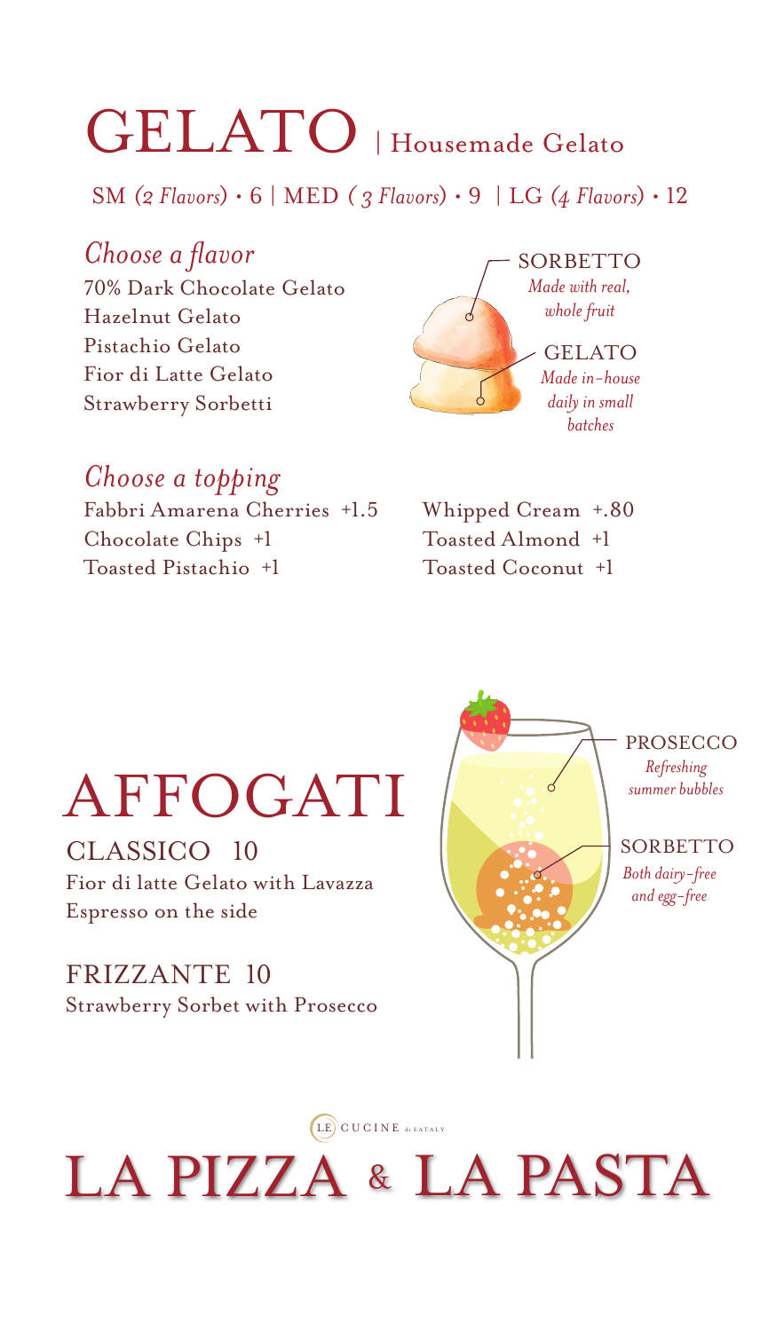# GELATO | Housemade Gelato

SM *(2 Flavors)* • 6 | MED *(3 Flavors)* • 9 | LG *(4 Flavors)* • 12

## *Choose a flavor*

70% Dark Chocolate Gelato
Hazelnut Gelato
Pistachio Gelato
Fior di Latte Gelato
Strawberry Sorbetti

SORBETTO
*Made with real, whole fruit*

GELATO
*Made in-house daily in small batches*

## *Choose a topping*

Fabbri Amarena Cherries +1.5
Chocolate Chips +1
Toasted Pistachio +1
Whipped Cream +.80
Toasted Almond +1
Toasted Coconut +1

# AFFOGATI

CLASSICO 10
Fior di latte Gelato with Lavazza Espresso on the side

FRIZZANTE 10
Strawberry Sorbet with Prosecco

PROSECCO
*Refreshing summer bubbles*

SORBETTO
*Both dairy-free and egg-free*

LE CUCINE di EATALY

# LA PIZZA & LA PASTA